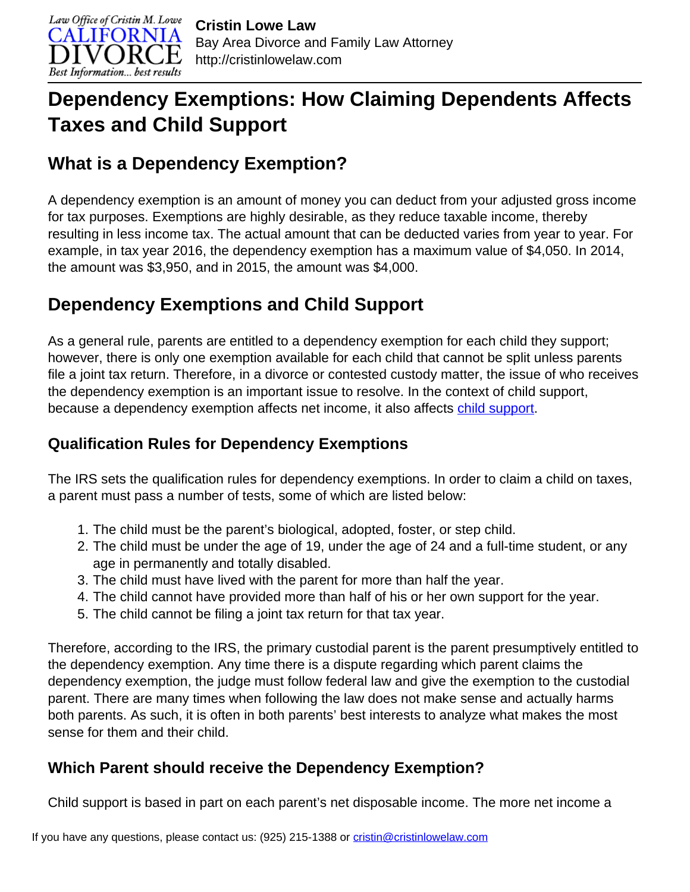# Dependency Exemptions: How Claiming Dependents Affects Taxes and Child Support

## What is a Dependency Exemption?

A dependency exemption is an amount of money you can deduct from your adjusted gross income for tax purposes. Exemptions are highly desirable, as they reduce taxable income, thereby resulting in less income tax. The actual amount that can be deducted varies from year to year. For example, in tax year 2016, the dependency exemption has a maximum value of $4,050. In 2014, the amount was $3,950, and in 2015, the amount was $4,000.

## Dependency Exemptions and Child Support

As a general rule, parents are entitled to a dependency exemption for each child they support; however, there is only one exemption available for each child that cannot be split unless parents file a joint tax return. Therefore, in a divorce or contested custody matter, the issue of who receives the dependency exemption is an important issue to resolve. In the context of child support, because a dependency exemption affects net income, it also affects child support.

### Qualification Rules for Dependency Exemptions

The IRS sets the qualification rules for dependency exemptions. In order to claim a child on taxes, a parent must pass a number of tests, some of which are listed below:

1. The child must be the parent's biological, adopted, foster, or step child.
2. The child must be under the age of 19, under the age of 24 and a full-time student, or any age in permanently and totally disabled.
3. The child must have lived with the parent for more than half the year.
4. The child cannot have provided more than half of his or her own support for the year.
5. The child cannot be filing a joint tax return for that tax year.

Therefore, according to the IRS, the primary custodial parent is the parent presumptively entitled to the dependency exemption. Any time there is a dispute regarding which parent claims the dependency exemption, the judge must follow federal law and give the exemption to the custodial parent. There are many times when following the law does not make sense and actually harms both parents. As such, it is often in both parents' best interests to analyze what makes the most sense for them and their child.

### Which Parent should receive the Dependency Exemption?

Child support is based in part on each parent's net disposable income. The more net income a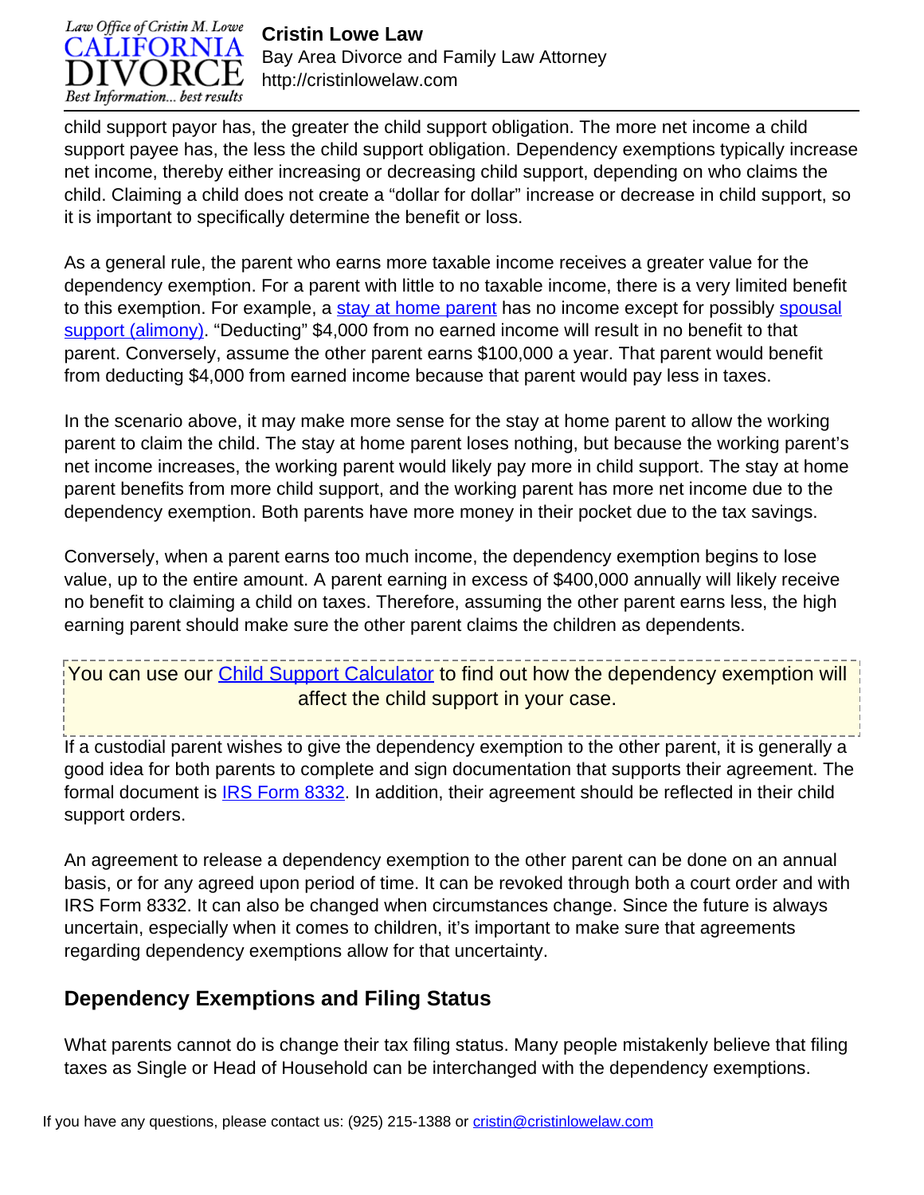child support payor has, the greater the child support obligation. The more net income a child support payee has, the less the child support obligation. Dependency exemptions typically increase net income, thereby either increasing or decreasing child support, depending on who claims the child. Claiming a child does not create a "dollar for dollar" increase or decrease in child support, so it is important to specifically determine the benefit or loss.

As a general rule, the parent who earns more taxable income receives a greater value for the dependency exemption. For a parent with little to no taxable income, there is a very limited benefit to this exemption. For example, a [stay at home parent]() has no income except for possibly [spousal support (alimony)](). "Deducting" $4,000 from no earned income will result in no benefit to that parent. Conversely, assume the other parent earns $100,000 a year. That parent would benefit from deducting $4,000 from earned income because that parent would pay less in taxes.

In the scenario above, it may make more sense for the stay at home parent to allow the working parent to claim the child. The stay at home parent loses nothing, but because the working parent's net income increases, the working parent would likely pay more in child support. The stay at home parent benefits from more child support, and the working parent has more net income due to the dependency exemption. Both parents have more money in their pocket due to the tax savings.

Conversely, when a parent earns too much income, the dependency exemption begins to lose value, up to the entire amount. A parent earning in excess of $400,000 annually will likely receive no benefit to claiming a child on taxes. Therefore, assuming the other parent earns less, the high earning parent should make sure the other parent claims the children as dependents.

> You can use our [Child Support Calculator]() to find out how the dependency exemption will affect the child support in your case.

If a custodial parent wishes to give the dependency exemption to the other parent, it is generally a good idea for both parents to complete and sign documentation that supports their agreement. The formal document is [IRS Form 8332](). In addition, their agreement should be reflected in their child support orders.

An agreement to release a dependency exemption to the other parent can be done on an annual basis, or for any agreed upon period of time. It can be revoked through both a court order and with IRS Form 8332. It can also be changed when circumstances change. Since the future is always uncertain, especially when it comes to children, it's important to make sure that agreements regarding dependency exemptions allow for that uncertainty.

## Dependency Exemptions and Filing Status

What parents cannot do is change their tax filing status. Many people mistakenly believe that filing taxes as Single or Head of Household can be interchanged with the dependency exemptions.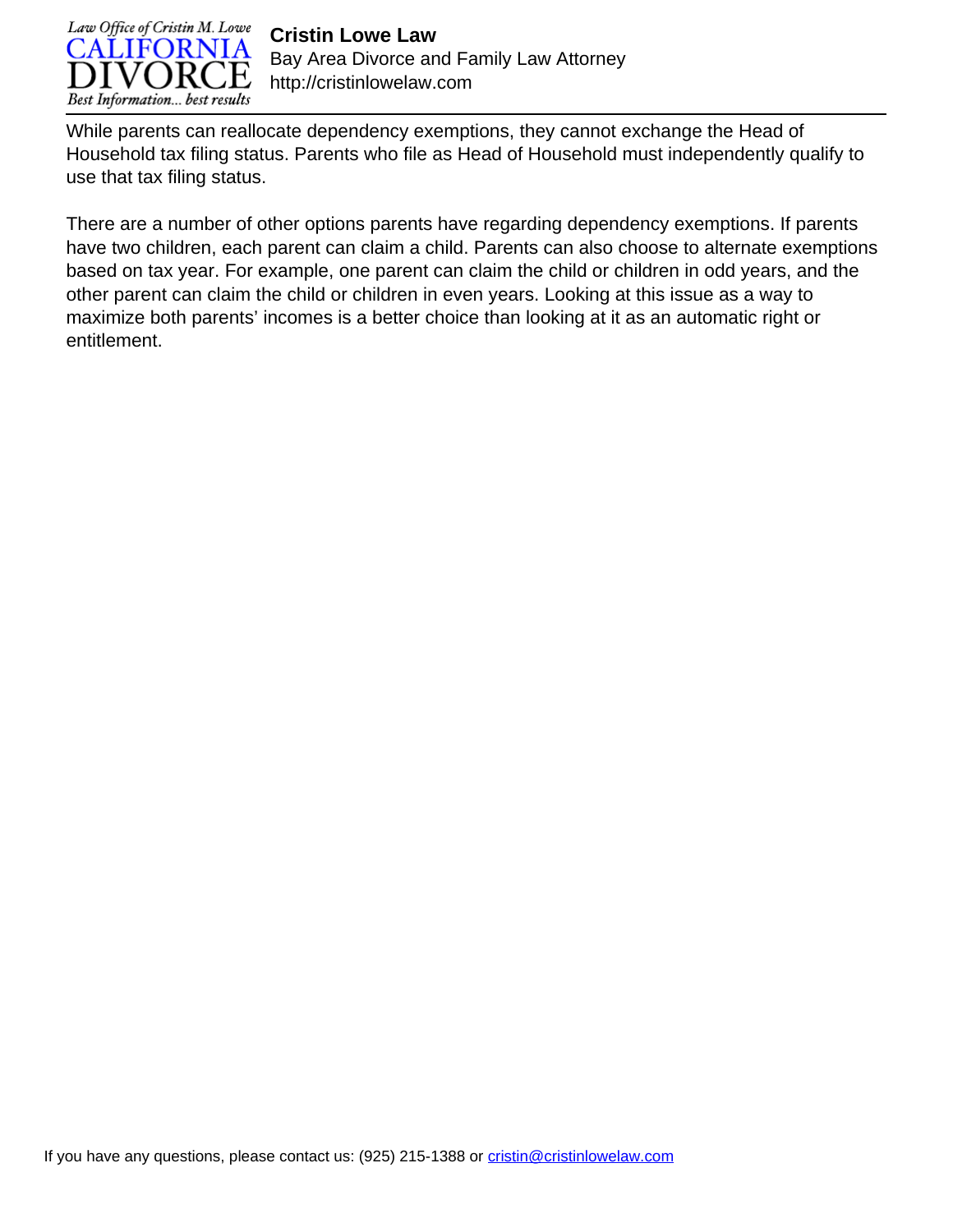While parents can reallocate dependency exemptions, they cannot exchange the Head of Household tax filing status. Parents who file as Head of Household must independently qualify to use that tax filing status.

There are a number of other options parents have regarding dependency exemptions. If parents have two children, each parent can claim a child. Parents can also choose to alternate exemptions based on tax year. For example, one parent can claim the child or children in odd years, and the other parent can claim the child or children in even years. Looking at this issue as a way to maximize both parents' incomes is a better choice than looking at it as an automatic right or entitlement.